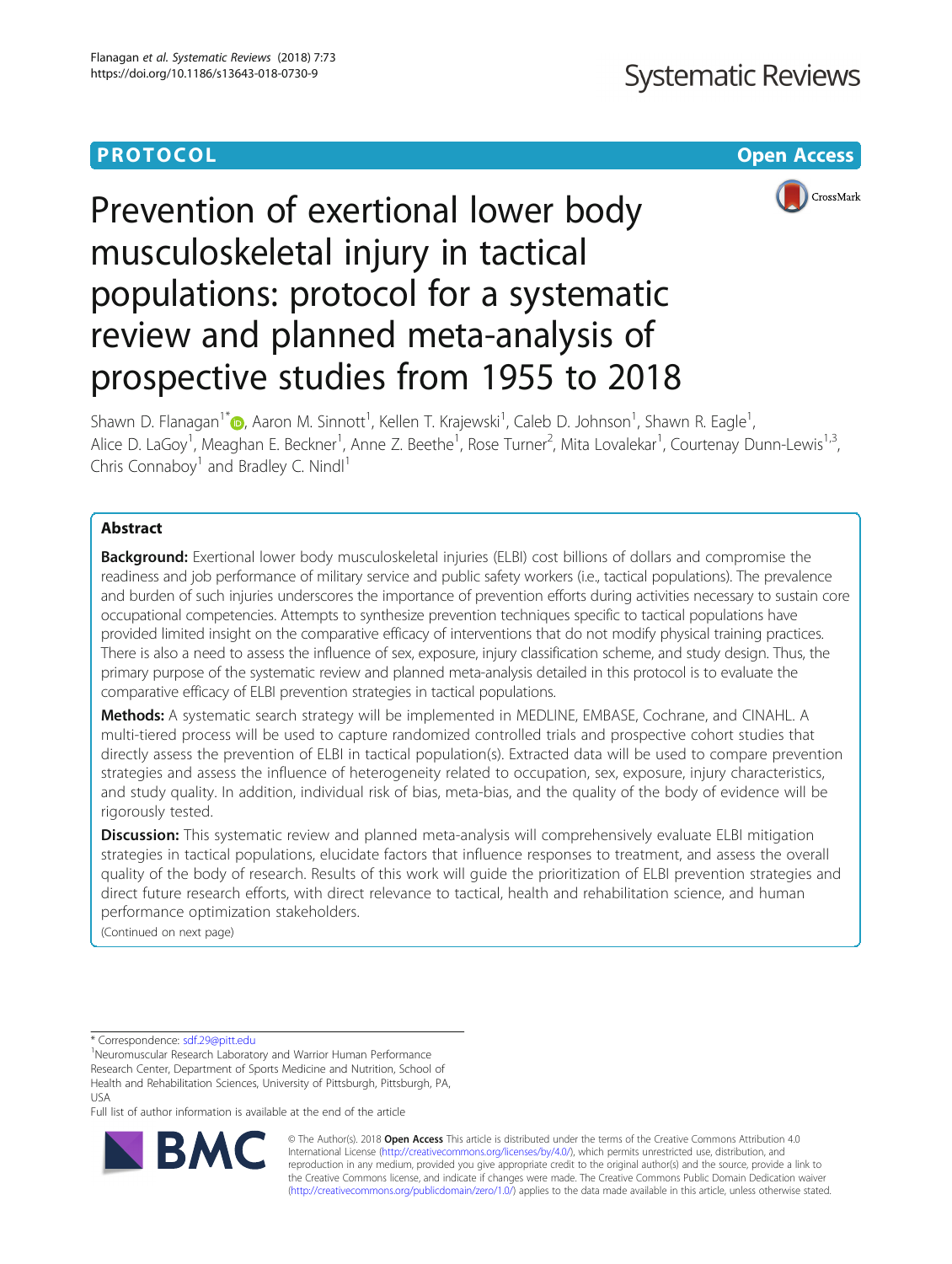PROTOCOL

Open Access

# Prevention of exertional lower body musculoskeletal injury in tactical populations: protocol for a systematic review and planned meta-analysis of prospective studies from 1955 to 2018

Shawn D. Flanagan[1*], Aaron M. Sinnott[1], Kellen T. Krajewski[1], Caleb D. Johnson[1], Shawn R. Eagle[1], Alice D. LaGoy[1], Meaghan E. Beckner[1], Anne Z. Beethe[1], Rose Turner[2], Mita Lovalekar[1], Courtenay Dunn-Lewis[1,3], Chris Connaboy[1] and Bradley C. Nindl[1]

## Abstract

**Background:** Exertional lower body musculoskeletal injuries (ELBI) cost billions of dollars and compromise the readiness and job performance of military service and public safety workers (i.e., tactical populations). The prevalence and burden of such injuries underscores the importance of prevention efforts during activities necessary to sustain core occupational competencies. Attempts to synthesize prevention techniques specific to tactical populations have provided limited insight on the comparative efficacy of interventions that do not modify physical training practices. There is also a need to assess the influence of sex, exposure, injury classification scheme, and study design. Thus, the primary purpose of the systematic review and planned meta-analysis detailed in this protocol is to evaluate the comparative efficacy of ELBI prevention strategies in tactical populations.

**Methods:** A systematic search strategy will be implemented in MEDLINE, EMBASE, Cochrane, and CINAHL. A multi-tiered process will be used to capture randomized controlled trials and prospective cohort studies that directly assess the prevention of ELBI in tactical population(s). Extracted data will be used to compare prevention strategies and assess the influence of heterogeneity related to occupation, sex, exposure, injury characteristics, and study quality. In addition, individual risk of bias, meta-bias, and the quality of the body of evidence will be rigorously tested.

**Discussion:** This systematic review and planned meta-analysis will comprehensively evaluate ELBI mitigation strategies in tactical populations, elucidate factors that influence responses to treatment, and assess the overall quality of the body of research. Results of this work will guide the prioritization of ELBI prevention strategies and direct future research efforts, with direct relevance to tactical, health and rehabilitation science, and human performance optimization stakeholders.

(Continued on next page)

* Correspondence: sdf.29@pitt.edu

[1]Neuromuscular Research Laboratory and Warrior Human Performance Research Center, Department of Sports Medicine and Nutrition, School of Health and Rehabilitation Sciences, University of Pittsburgh, Pittsburgh, PA, USA

Full list of author information is available at the end of the article

© The Author(s). 2018 **Open Access** This article is distributed under the terms of the Creative Commons Attribution 4.0 International License (http://creativecommons.org/licenses/by/4.0/), which permits unrestricted use, distribution, and reproduction in any medium, provided you give appropriate credit to the original author(s) and the source, provide a link to the Creative Commons license, and indicate if changes were made. The Creative Commons Public Domain Dedication waiver (http://creativecommons.org/publicdomain/zero/1.0/) applies to the data made available in this article, unless otherwise stated.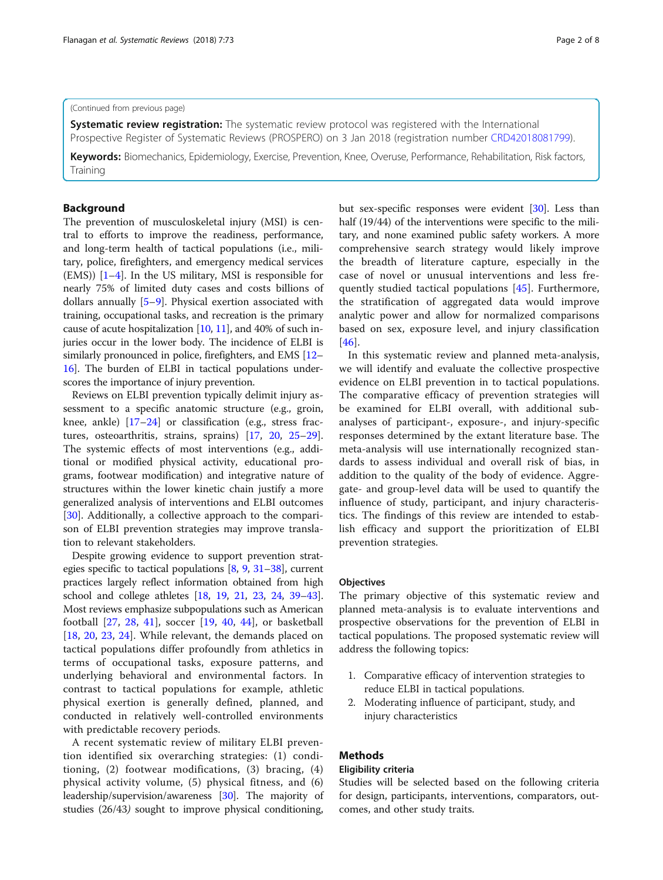(Continued from previous page)

**Systematic review registration:** The systematic review protocol was registered with the International Prospective Register of Systematic Reviews (PROSPERO) on 3 Jan 2018 (registration number CRD42018081799).

**Keywords:** Biomechanics, Epidemiology, Exercise, Prevention, Knee, Overuse, Performance, Rehabilitation, Risk factors, Training

## Background

The prevention of musculoskeletal injury (MSI) is central to efforts to improve the readiness, performance, and long-term health of tactical populations (i.e., military, police, firefighters, and emergency medical services (EMS)) [1–4]. In the US military, MSI is responsible for nearly 75% of limited duty cases and costs billions of dollars annually [5–9]. Physical exertion associated with training, occupational tasks, and recreation is the primary cause of acute hospitalization [10, 11], and 40% of such injuries occur in the lower body. The incidence of ELBI is similarly pronounced in police, firefighters, and EMS [12–16]. The burden of ELBI in tactical populations underscores the importance of injury prevention.

Reviews on ELBI prevention typically delimit injury assessment to a specific anatomic structure (e.g., groin, knee, ankle) [17–24] or classification (e.g., stress fractures, osteoarthritis, strains, sprains) [17, 20, 25–29]. The systemic effects of most interventions (e.g., additional or modified physical activity, educational programs, footwear modification) and integrative nature of structures within the lower kinetic chain justify a more generalized analysis of interventions and ELBI outcomes [30]. Additionally, a collective approach to the comparison of ELBI prevention strategies may improve translation to relevant stakeholders.

Despite growing evidence to support prevention strategies specific to tactical populations [8, 9, 31–38], current practices largely reflect information obtained from high school and college athletes [18, 19, 21, 23, 24, 39–43]. Most reviews emphasize subpopulations such as American football [27, 28, 41], soccer [19, 40, 44], or basketball [18, 20, 23, 24]. While relevant, the demands placed on tactical populations differ profoundly from athletics in terms of occupational tasks, exposure patterns, and underlying behavioral and environmental factors. In contrast to tactical populations for example, athletic physical exertion is generally defined, planned, and conducted in relatively well-controlled environments with predictable recovery periods.

A recent systematic review of military ELBI prevention identified six overarching strategies: (1) conditioning, (2) footwear modifications, (3) bracing, (4) physical activity volume, (5) physical fitness, and (6) leadership/supervision/awareness [30]. The majority of studies (26/43) sought to improve physical conditioning, but sex-specific responses were evident [30]. Less than half (19/44) of the interventions were specific to the military, and none examined public safety workers. A more comprehensive search strategy would likely improve the breadth of literature capture, especially in the case of novel or unusual interventions and less frequently studied tactical populations [45]. Furthermore, the stratification of aggregated data would improve analytic power and allow for normalized comparisons based on sex, exposure level, and injury classification [46].

In this systematic review and planned meta-analysis, we will identify and evaluate the collective prospective evidence on ELBI prevention in to tactical populations. The comparative efficacy of prevention strategies will be examined for ELBI overall, with additional sub-analyses of participant-, exposure-, and injury-specific responses determined by the extant literature base. The meta-analysis will use internationally recognized standards to assess individual and overall risk of bias, in addition to the quality of the body of evidence. Aggregate- and group-level data will be used to quantify the influence of study, participant, and injury characteristics. The findings of this review are intended to establish efficacy and support the prioritization of ELBI prevention strategies.

### Objectives

The primary objective of this systematic review and planned meta-analysis is to evaluate interventions and prospective observations for the prevention of ELBI in tactical populations. The proposed systematic review will address the following topics:

1. Comparative efficacy of intervention strategies to reduce ELBI in tactical populations.
2. Moderating influence of participant, study, and injury characteristics

## Methods

### Eligibility criteria

Studies will be selected based on the following criteria for design, participants, interventions, comparators, outcomes, and other study traits.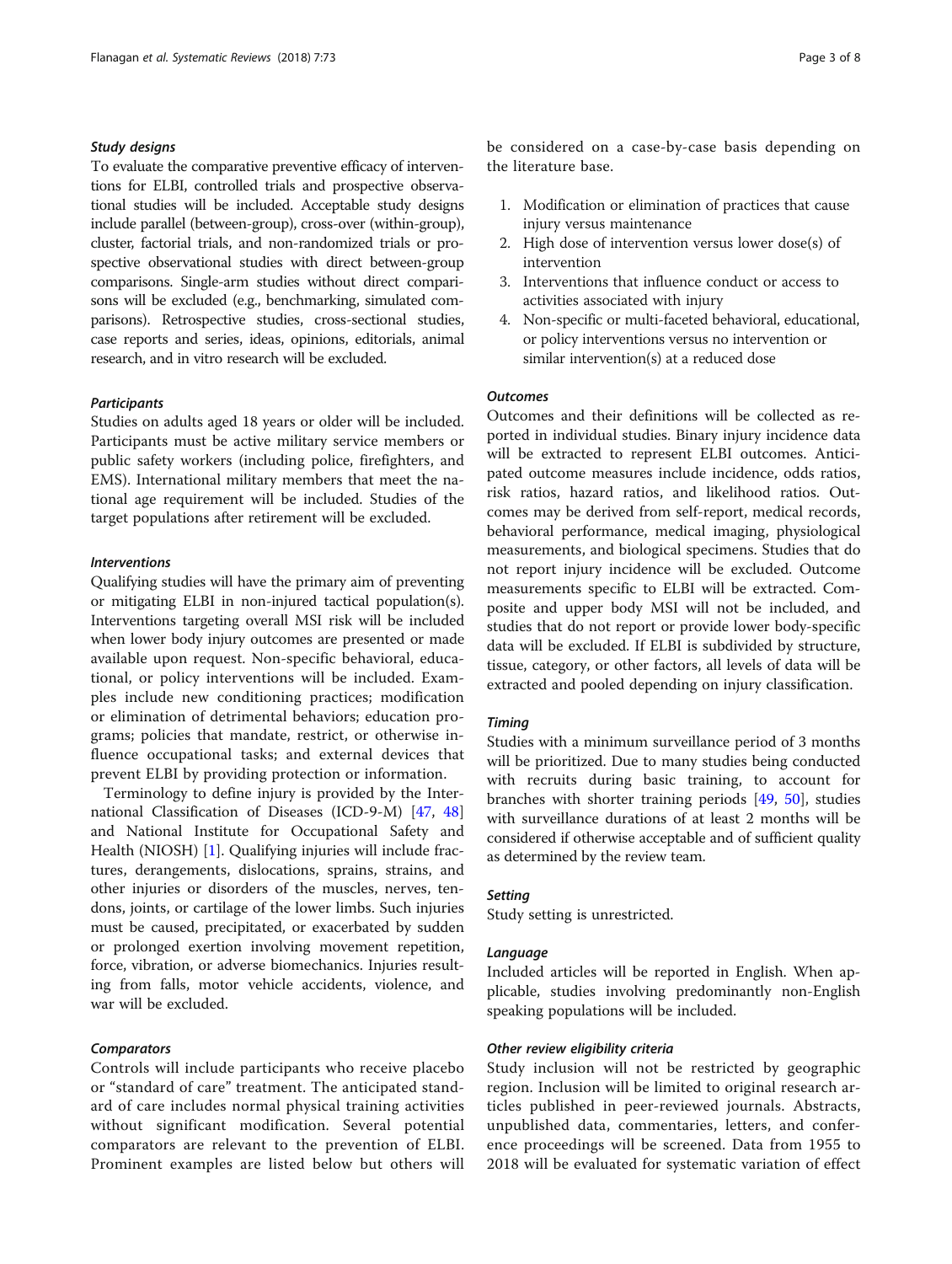#### *Study designs*

To evaluate the comparative preventive efficacy of interventions for ELBI, controlled trials and prospective observational studies will be included. Acceptable study designs include parallel (between-group), cross-over (within-group), cluster, factorial trials, and non-randomized trials or prospective observational studies with direct between-group comparisons. Single-arm studies without direct comparisons will be excluded (e.g., benchmarking, simulated comparisons). Retrospective studies, cross-sectional studies, case reports and series, ideas, opinions, editorials, animal research, and in vitro research will be excluded.

#### *Participants*

Studies on adults aged 18 years or older will be included. Participants must be active military service members or public safety workers (including police, firefighters, and EMS). International military members that meet the national age requirement will be included. Studies of the target populations after retirement will be excluded.

#### *Interventions*

Qualifying studies will have the primary aim of preventing or mitigating ELBI in non-injured tactical population(s). Interventions targeting overall MSI risk will be included when lower body injury outcomes are presented or made available upon request. Non-specific behavioral, educational, or policy interventions will be included. Examples include new conditioning practices; modification or elimination of detrimental behaviors; education programs; policies that mandate, restrict, or otherwise influence occupational tasks; and external devices that prevent ELBI by providing protection or information.

Terminology to define injury is provided by the International Classification of Diseases (ICD-9-M) [47, 48] and National Institute for Occupational Safety and Health (NIOSH) [1]. Qualifying injuries will include fractures, derangements, dislocations, sprains, strains, and other injuries or disorders of the muscles, nerves, tendons, joints, or cartilage of the lower limbs. Such injuries must be caused, precipitated, or exacerbated by sudden or prolonged exertion involving movement repetition, force, vibration, or adverse biomechanics. Injuries resulting from falls, motor vehicle accidents, violence, and war will be excluded.

#### *Comparators*

Controls will include participants who receive placebo or "standard of care" treatment. The anticipated standard of care includes normal physical training activities without significant modification. Several potential comparators are relevant to the prevention of ELBI. Prominent examples are listed below but others will be considered on a case-by-case basis depending on the literature base.

1. Modification or elimination of practices that cause injury versus maintenance
2. High dose of intervention versus lower dose(s) of intervention
3. Interventions that influence conduct or access to activities associated with injury
4. Non-specific or multi-faceted behavioral, educational, or policy interventions versus no intervention or similar intervention(s) at a reduced dose

#### *Outcomes*

Outcomes and their definitions will be collected as reported in individual studies. Binary injury incidence data will be extracted to represent ELBI outcomes. Anticipated outcome measures include incidence, odds ratios, risk ratios, hazard ratios, and likelihood ratios. Outcomes may be derived from self-report, medical records, behavioral performance, medical imaging, physiological measurements, and biological specimens. Studies that do not report injury incidence will be excluded. Outcome measurements specific to ELBI will be extracted. Composite and upper body MSI will not be included, and studies that do not report or provide lower body-specific data will be excluded. If ELBI is subdivided by structure, tissue, category, or other factors, all levels of data will be extracted and pooled depending on injury classification.

#### *Timing*

Studies with a minimum surveillance period of 3 months will be prioritized. Due to many studies being conducted with recruits during basic training, to account for branches with shorter training periods [49, 50], studies with surveillance durations of at least 2 months will be considered if otherwise acceptable and of sufficient quality as determined by the review team.

#### *Setting*

Study setting is unrestricted.

#### *Language*

Included articles will be reported in English. When applicable, studies involving predominantly non-English speaking populations will be included.

#### *Other review eligibility criteria*

Study inclusion will not be restricted by geographic region. Inclusion will be limited to original research articles published in peer-reviewed journals. Abstracts, unpublished data, commentaries, letters, and conference proceedings will be screened. Data from 1955 to 2018 will be evaluated for systematic variation of effect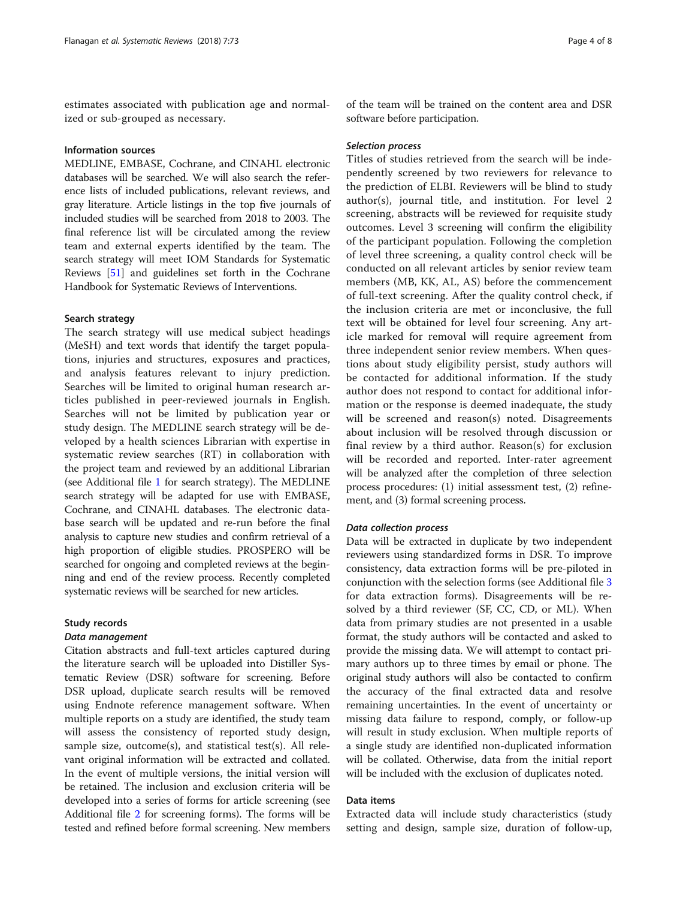estimates associated with publication age and normalized or sub-grouped as necessary.

### Information sources

MEDLINE, EMBASE, Cochrane, and CINAHL electronic databases will be searched. We will also search the reference lists of included publications, relevant reviews, and gray literature. Article listings in the top five journals of included studies will be searched from 2018 to 2003. The final reference list will be circulated among the review team and external experts identified by the team. The search strategy will meet IOM Standards for Systematic Reviews [51] and guidelines set forth in the Cochrane Handbook for Systematic Reviews of Interventions.

### Search strategy

The search strategy will use medical subject headings (MeSH) and text words that identify the target populations, injuries and structures, exposures and practices, and analysis features relevant to injury prediction. Searches will be limited to original human research articles published in peer-reviewed journals in English. Searches will not be limited by publication year or study design. The MEDLINE search strategy will be developed by a health sciences Librarian with expertise in systematic review searches (RT) in collaboration with the project team and reviewed by an additional Librarian (see Additional file 1 for search strategy). The MEDLINE search strategy will be adapted for use with EMBASE, Cochrane, and CINAHL databases. The electronic database search will be updated and re-run before the final analysis to capture new studies and confirm retrieval of a high proportion of eligible studies. PROSPERO will be searched for ongoing and completed reviews at the beginning and end of the review process. Recently completed systematic reviews will be searched for new articles.

### Study records

#### *Data management*

Citation abstracts and full-text articles captured during the literature search will be uploaded into Distiller Systematic Review (DSR) software for screening. Before DSR upload, duplicate search results will be removed using Endnote reference management software. When multiple reports on a study are identified, the study team will assess the consistency of reported study design, sample size, outcome(s), and statistical test(s). All relevant original information will be extracted and collated. In the event of multiple versions, the initial version will be retained. The inclusion and exclusion criteria will be developed into a series of forms for article screening (see Additional file 2 for screening forms). The forms will be tested and refined before formal screening. New members of the team will be trained on the content area and DSR software before participation.

#### *Selection process*

Titles of studies retrieved from the search will be independently screened by two reviewers for relevance to the prediction of ELBI. Reviewers will be blind to study author(s), journal title, and institution. For level 2 screening, abstracts will be reviewed for requisite study outcomes. Level 3 screening will confirm the eligibility of the participant population. Following the completion of level three screening, a quality control check will be conducted on all relevant articles by senior review team members (MB, KK, AL, AS) before the commencement of full-text screening. After the quality control check, if the inclusion criteria are met or inconclusive, the full text will be obtained for level four screening. Any article marked for removal will require agreement from three independent senior review members. When questions about study eligibility persist, study authors will be contacted for additional information. If the study author does not respond to contact for additional information or the response is deemed inadequate, the study will be screened and reason(s) noted. Disagreements about inclusion will be resolved through discussion or final review by a third author. Reason(s) for exclusion will be recorded and reported. Inter-rater agreement will be analyzed after the completion of three selection process procedures: (1) initial assessment test, (2) refinement, and (3) formal screening process.

#### *Data collection process*

Data will be extracted in duplicate by two independent reviewers using standardized forms in DSR. To improve consistency, data extraction forms will be pre-piloted in conjunction with the selection forms (see Additional file 3 for data extraction forms). Disagreements will be resolved by a third reviewer (SF, CC, CD, or ML). When data from primary studies are not presented in a usable format, the study authors will be contacted and asked to provide the missing data. We will attempt to contact primary authors up to three times by email or phone. The original study authors will also be contacted to confirm the accuracy of the final extracted data and resolve remaining uncertainties. In the event of uncertainty or missing data failure to respond, comply, or follow-up will result in study exclusion. When multiple reports of a single study are identified non-duplicated information will be collated. Otherwise, data from the initial report will be included with the exclusion of duplicates noted.

### Data items

Extracted data will include study characteristics (study setting and design, sample size, duration of follow-up,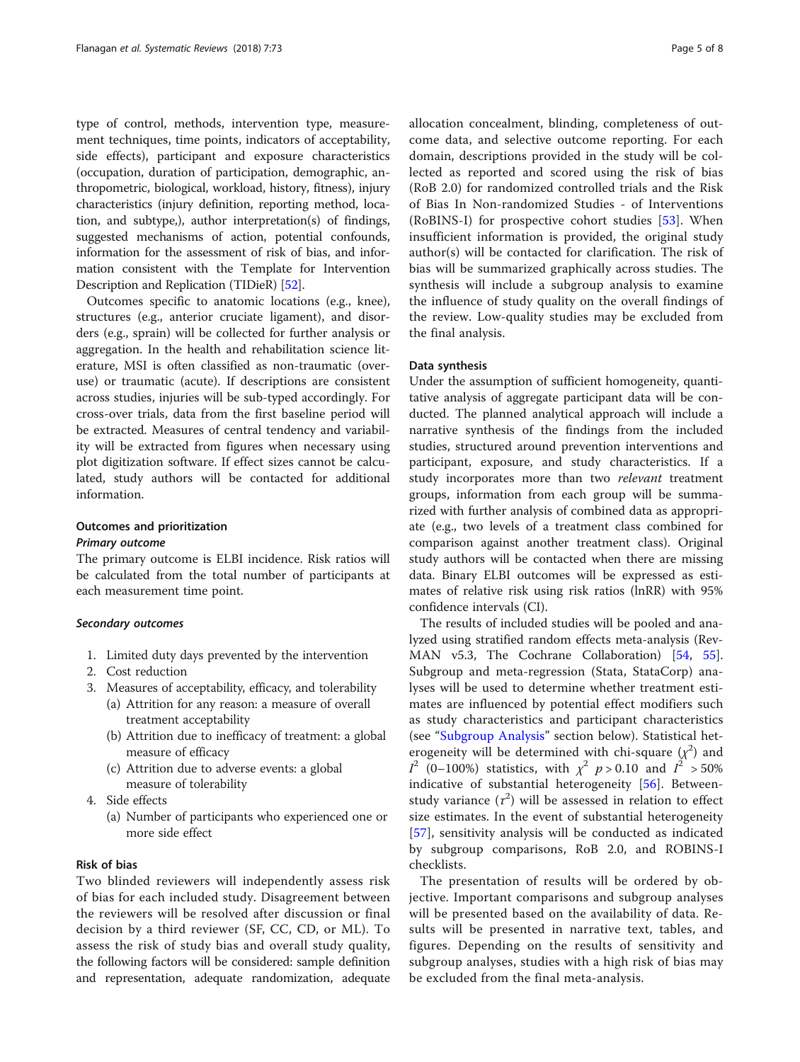type of control, methods, intervention type, measurement techniques, time points, indicators of acceptability, side effects), participant and exposure characteristics (occupation, duration of participation, demographic, anthropometric, biological, workload, history, fitness), injury characteristics (injury definition, reporting method, location, and subtype,), author interpretation(s) of findings, suggested mechanisms of action, potential confounds, information for the assessment of risk of bias, and information consistent with the Template for Intervention Description and Replication (TIDieR) [52].

Outcomes specific to anatomic locations (e.g., knee), structures (e.g., anterior cruciate ligament), and disorders (e.g., sprain) will be collected for further analysis or aggregation. In the health and rehabilitation science literature, MSI is often classified as non-traumatic (overuse) or traumatic (acute). If descriptions are consistent across studies, injuries will be sub-typed accordingly. For cross-over trials, data from the first baseline period will be extracted. Measures of central tendency and variability will be extracted from figures when necessary using plot digitization software. If effect sizes cannot be calculated, study authors will be contacted for additional information.

### Outcomes and prioritization

#### *Primary outcome*

The primary outcome is ELBI incidence. Risk ratios will be calculated from the total number of participants at each measurement time point.

#### *Secondary outcomes*

1. Limited duty days prevented by the intervention
2. Cost reduction
3. Measures of acceptability, efficacy, and tolerability
   (a) Attrition for any reason: a measure of overall treatment acceptability
   (b) Attrition due to inefficacy of treatment: a global measure of efficacy
   (c) Attrition due to adverse events: a global measure of tolerability
4. Side effects
   (a) Number of participants who experienced one or more side effect

### Risk of bias

Two blinded reviewers will independently assess risk of bias for each included study. Disagreement between the reviewers will be resolved after discussion or final decision by a third reviewer (SF, CC, CD, or ML). To assess the risk of study bias and overall study quality, the following factors will be considered: sample definition and representation, adequate randomization, adequate allocation concealment, blinding, completeness of outcome data, and selective outcome reporting. For each domain, descriptions provided in the study will be collected as reported and scored using the risk of bias (RoB 2.0) for randomized controlled trials and the Risk of Bias In Non-randomized Studies - of Interventions (RoBINS-I) for prospective cohort studies [53]. When insufficient information is provided, the original study author(s) will be contacted for clarification. The risk of bias will be summarized graphically across studies. The synthesis will include a subgroup analysis to examine the influence of study quality on the overall findings of the review. Low-quality studies may be excluded from the final analysis.

### Data synthesis

Under the assumption of sufficient homogeneity, quantitative analysis of aggregate participant data will be conducted. The planned analytical approach will include a narrative synthesis of the findings from the included studies, structured around prevention interventions and participant, exposure, and study characteristics. If a study incorporates more than two *relevant* treatment groups, information from each group will be summarized with further analysis of combined data as appropriate (e.g., two levels of a treatment class combined for comparison against another treatment class). Original study authors will be contacted when there are missing data. Binary ELBI outcomes will be expressed as estimates of relative risk using risk ratios (lnRR) with 95% confidence intervals (CI).

The results of included studies will be pooled and analyzed using stratified random effects meta-analysis (RevMAN v5.3, The Cochrane Collaboration) [54, 55]. Subgroup and meta-regression (Stata, StataCorp) analyses will be used to determine whether treatment estimates are influenced by potential effect modifiers such as study characteristics and participant characteristics (see "Subgroup Analysis" section below). Statistical heterogeneity will be determined with chi-square ($\chi^2$) and $I^2$ (0–100%) statistics, with $\chi^2$ $p > 0.10$ and $I^2 > 50\%$ indicative of substantial heterogeneity [56]. Between-study variance ($\tau^2$) will be assessed in relation to effect size estimates. In the event of substantial heterogeneity [57], sensitivity analysis will be conducted as indicated by subgroup comparisons, RoB 2.0, and ROBINS-I checklists.

The presentation of results will be ordered by objective. Important comparisons and subgroup analyses will be presented based on the availability of data. Results will be presented in narrative text, tables, and figures. Depending on the results of sensitivity and subgroup analyses, studies with a high risk of bias may be excluded from the final meta-analysis.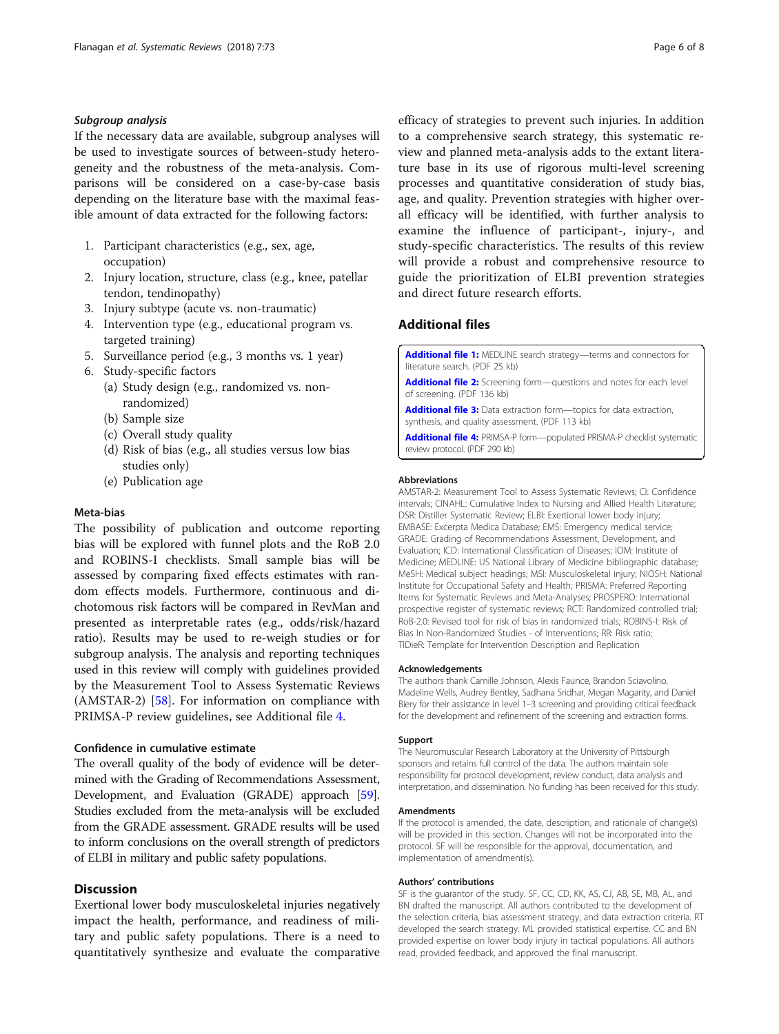### *Subgroup analysis*

If the necessary data are available, subgroup analyses will be used to investigate sources of between-study heterogeneity and the robustness of the meta-analysis. Comparisons will be considered on a case-by-case basis depending on the literature base with the maximal feasible amount of data extracted for the following factors:

1. Participant characteristics (e.g., sex, age, occupation)
2. Injury location, structure, class (e.g., knee, patellar tendon, tendinopathy)
3. Injury subtype (acute vs. non-traumatic)
4. Intervention type (e.g., educational program vs. targeted training)
5. Surveillance period (e.g., 3 months vs. 1 year)
6. Study-specific factors
   (a) Study design (e.g., randomized vs. non-randomized)
   (b) Sample size
   (c) Overall study quality
   (d) Risk of bias (e.g., all studies versus low bias studies only)
   (e) Publication age

### Meta-bias

The possibility of publication and outcome reporting bias will be explored with funnel plots and the RoB 2.0 and ROBINS-I checklists. Small sample bias will be assessed by comparing fixed effects estimates with random effects models. Furthermore, continuous and dichotomous risk factors will be compared in RevMan and presented as interpretable rates (e.g., odds/risk/hazard ratio). Results may be used to re-weigh studies or for subgroup analysis. The analysis and reporting techniques used in this review will comply with guidelines provided by the Measurement Tool to Assess Systematic Reviews (AMSTAR-2) [58]. For information on compliance with PRIMSA-P review guidelines, see Additional file 4.

### Confidence in cumulative estimate

The overall quality of the body of evidence will be determined with the Grading of Recommendations Assessment, Development, and Evaluation (GRADE) approach [59]. Studies excluded from the meta-analysis will be excluded from the GRADE assessment. GRADE results will be used to inform conclusions on the overall strength of predictors of ELBI in military and public safety populations.

## Discussion

Exertional lower body musculoskeletal injuries negatively impact the health, performance, and readiness of military and public safety populations. There is a need to quantitatively synthesize and evaluate the comparative efficacy of strategies to prevent such injuries. In addition to a comprehensive search strategy, this systematic review and planned meta-analysis adds to the extant literature base in its use of rigorous multi-level screening processes and quantitative consideration of study bias, age, and quality. Prevention strategies with higher overall efficacy will be identified, with further analysis to examine the influence of participant-, injury-, and study-specific characteristics. The results of this review will provide a robust and comprehensive resource to guide the prioritization of ELBI prevention strategies and direct future research efforts.

## Additional files

**Additional file 1:** MEDLINE search strategy—terms and connectors for literature search. (PDF 25 kb)

**Additional file 2:** Screening form—questions and notes for each level of screening. (PDF 136 kb)

**Additional file 3:** Data extraction form—topics for data extraction, synthesis, and quality assessment. (PDF 113 kb)

**Additional file 4:** PRIMSA-P form—populated PRISMA-P checklist systematic review protocol. (PDF 290 kb)

#### Abbreviations

AMSTAR-2: Measurement Tool to Assess Systematic Reviews; CI: Confidence intervals; CINAHL: Cumulative Index to Nursing and Allied Health Literature; DSR: Distiller Systematic Review; ELBI: Exertional lower body injury; EMBASE: Excerpta Medica Database; EMS: Emergency medical service; GRADE: Grading of Recommendations Assessment, Development, and Evaluation; ICD: International Classification of Diseases; IOM: Institute of Medicine; MEDLINE: US National Library of Medicine bibliographic database; MeSH: Medical subject headings; MSI: Musculoskeletal injury; NIOSH: National Institute for Occupational Safety and Health; PRISMA: Preferred Reporting Items for Systematic Reviews and Meta-Analyses; PROSPERO: International prospective register of systematic reviews; RCT: Randomized controlled trial; RoB-2.0: Revised tool for risk of bias in randomized trials; ROBINS-I: Risk of Bias In Non-Randomized Studies - of Interventions; RR: Risk ratio; TIDieR: Template for Intervention Description and Replication

#### Acknowledgements

The authors thank Camille Johnson, Alexis Faunce, Brandon Sciavolino, Madeline Wells, Audrey Bentley, Sadhana Sridhar, Megan Magarity, and Daniel Biery for their assistance in level 1–3 screening and providing critical feedback for the development and refinement of the screening and extraction forms.

#### Support

The Neuromuscular Research Laboratory at the University of Pittsburgh sponsors and retains full control of the data. The authors maintain sole responsibility for protocol development, review conduct, data analysis and interpretation, and dissemination. No funding has been received for this study.

#### Amendments

If the protocol is amended, the date, description, and rationale of change(s) will be provided in this section. Changes will not be incorporated into the protocol. SF will be responsible for the approval, documentation, and implementation of amendment(s).

#### Authors' contributions

SF is the guarantor of the study. SF, CC, CD, KK, AS, CJ, AB, SE, MB, AL, and BN drafted the manuscript. All authors contributed to the development of the selection criteria, bias assessment strategy, and data extraction criteria. RT developed the search strategy. ML provided statistical expertise. CC and BN provided expertise on lower body injury in tactical populations. All authors read, provided feedback, and approved the final manuscript.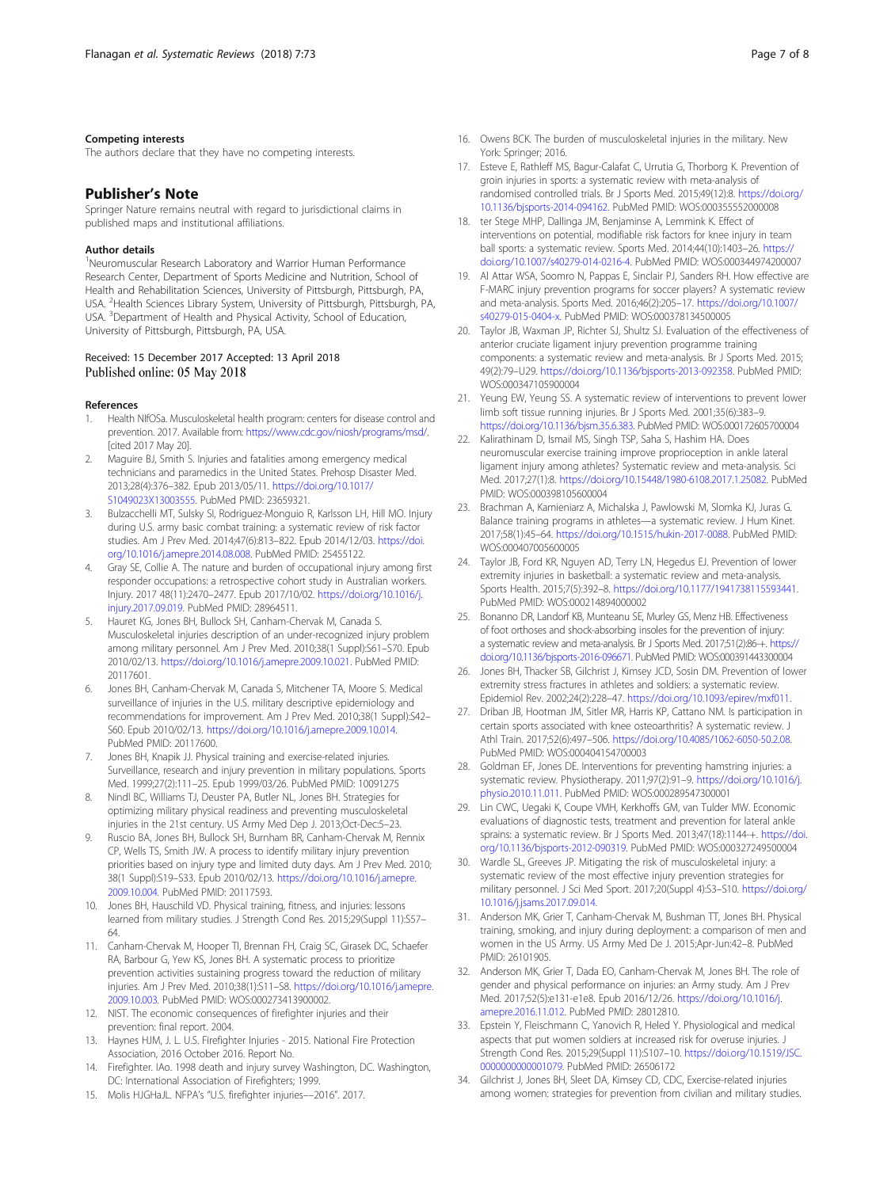### Competing interests

The authors declare that they have no competing interests.

## Publisher's Note

Springer Nature remains neutral with regard to jurisdictional claims in published maps and institutional affiliations.

### Author details

[1]Neuromuscular Research Laboratory and Warrior Human Performance Research Center, Department of Sports Medicine and Nutrition, School of Health and Rehabilitation Sciences, University of Pittsburgh, Pittsburgh, PA, USA. [2]Health Sciences Library System, University of Pittsburgh, Pittsburgh, PA, USA. [3]Department of Health and Physical Activity, School of Education, University of Pittsburgh, Pittsburgh, PA, USA.

Received: 15 December 2017 Accepted: 13 April 2018
Published online: 05 May 2018

### References

1. Health NIfOSa. Musculoskeletal health program: centers for disease control and prevention. 2017. Available from: https://www.cdc.gov/niosh/programs/msd/. [cited 2017 May 20].
2. Maguire BJ, Smith S. Injuries and fatalities among emergency medical technicians and paramedics in the United States. Prehosp Disaster Med. 2013;28(4):376–382. Epub 2013/05/11. https://doi.org/10.1017/S1049023X13003555. PubMed PMID: 23659321.
3. Bulzacchelli MT, Sulsky SI, Rodriguez-Monguio R, Karlsson LH, Hill MO. Injury during U.S. army basic combat training: a systematic review of risk factor studies. Am J Prev Med. 2014;47(6):813–822. Epub 2014/12/03. https://doi.org/10.1016/j.amepre.2014.08.008. PubMed PMID: 25455122.
4. Gray SE, Collie A. The nature and burden of occupational injury among first responder occupations: a retrospective cohort study in Australian workers. Injury. 2017 48(11):2470–2477. Epub 2017/10/02. https://doi.org/10.1016/j.injury.2017.09.019. PubMed PMID: 28964511.
5. Hauret KG, Jones BH, Bullock SH, Canham-Chervak M, Canada S. Musculoskeletal injuries description of an under-recognized injury problem among military personnel. Am J Prev Med. 2010;38(1 Suppl):S61–S70. Epub 2010/02/13. https://doi.org/10.1016/j.amepre.2009.10.021. PubMed PMID: 20117601.
6. Jones BH, Canham-Chervak M, Canada S, Mitchener TA, Moore S. Medical surveillance of injuries in the U.S. military descriptive epidemiology and recommendations for improvement. Am J Prev Med. 2010;38(1 Suppl):S42–S60. Epub 2010/02/13. https://doi.org/10.1016/j.amepre.2009.10.014. PubMed PMID: 20117600.
7. Jones BH, Knapik JJ. Physical training and exercise-related injuries. Surveillance, research and injury prevention in military populations. Sports Med. 1999;27(2):111–25. Epub 1999/03/26. PubMed PMID: 10091275
8. Nindl BC, Williams TJ, Deuster PA, Butler NL, Jones BH. Strategies for optimizing military physical readiness and preventing musculoskeletal injuries in the 21st century. US Army Med Dep J. 2013;Oct-Dec:5–23.
9. Ruscio BA, Jones BH, Bullock SH, Burnham BR, Canham-Chervak M, Rennix CP, Wells TS, Smith JW. A process to identify military injury prevention priorities based on injury type and limited duty days. Am J Prev Med. 2010; 38(1 Suppl):S19–S33. Epub 2010/02/13. https://doi.org/10.1016/j.amepre.2009.10.004. PubMed PMID: 20117593.
10. Jones BH, Hauschild VD. Physical training, fitness, and injuries: lessons learned from military studies. J Strength Cond Res. 2015;29(Suppl 11):S57–64.
11. Canham-Chervak M, Hooper TI, Brennan FH, Craig SC, Girasek DC, Schaefer RA, Barbour G, Yew KS, Jones BH. A systematic process to prioritize prevention activities sustaining progress toward the reduction of military injuries. Am J Prev Med. 2010;38(1):S11–S8. https://doi.org/10.1016/j.amepre.2009.10.003. PubMed PMID: WOS:000273413900002.
12. NIST. The economic consequences of firefighter injuries and their prevention: final report. 2004.
13. Haynes HJM, J. L. U.S. Firefighter Injuries - 2015. National Fire Protection Association, 2016 October 2016. Report No.
14. Firefighter. IAo. 1998 death and injury survey Washington, DC. Washington, DC: International Association of Firefighters; 1999.
15. Molis HJGHaJL. NFPA's "U.S. firefighter injuries––2016". 2017.
16. Owens BCK. The burden of musculoskeletal injuries in the military. New York: Springer; 2016.
17. Esteve E, Rathleff MS, Bagur-Calafat C, Urrutia G, Thorborg K. Prevention of groin injuries in sports: a systematic review with meta-analysis of randomised controlled trials. Br J Sports Med. 2015;49(12):8. https://doi.org/10.1136/bjsports-2014-094162. PubMed PMID: WOS:000355552000008
18. ter Stege MHP, Dallinga JM, Benjaminse A, Lemmink K. Effect of interventions on potential, modifiable risk factors for knee injury in team ball sports: a systematic review. Sports Med. 2014;44(10):1403–26. https://doi.org/10.1007/s40279-014-0216-4. PubMed PMID: WOS:000344974200007
19. Al Attar WSA, Soomro N, Pappas E, Sinclair PJ, Sanders RH. How effective are F-MARC injury prevention programs for soccer players? A systematic review and meta-analysis. Sports Med. 2016;46(2):205–17. https://doi.org/10.1007/s40279-015-0404-x. PubMed PMID: WOS:000378134500005
20. Taylor JB, Waxman JP, Richter SJ, Shultz SJ. Evaluation of the effectiveness of anterior cruciate ligament injury prevention programme training components: a systematic review and meta-analysis. Br J Sports Med. 2015; 49(2):79–U29. https://doi.org/10.1136/bjsports-2013-092358. PubMed PMID: WOS:000347105900004
21. Yeung EW, Yeung SS. A systematic review of interventions to prevent lower limb soft tissue running injuries. Br J Sports Med. 2001;35(6):383–9. https://doi.org/10.1136/bjsm.35.6.383. PubMed PMID: WOS:000172605700004
22. Kalirathinam D, Ismail MS, Singh TSP, Saha S, Hashim HA. Does neuromuscular exercise training improve proprioception in ankle lateral ligament injury among athletes? Systematic review and meta-analysis. Sci Med. 2017;27(1):8. https://doi.org/10.15448/1980-6108.2017.1.25082. PubMed PMID: WOS:000398105600004
23. Brachman A, Kamieniarz A, Michalska J, Pawlowski M, Slomka KJ, Juras G. Balance training programs in athletes—a systematic review. J Hum Kinet. 2017;58(1):45–64. https://doi.org/10.1515/hukin-2017-0088. PubMed PMID: WOS:000407005600005
24. Taylor JB, Ford KR, Nguyen AD, Terry LN, Hegedus EJ. Prevention of lower extremity injuries in basketball: a systematic review and meta-analysis. Sports Health. 2015;7(5):392–8. https://doi.org/10.1177/1941738115593441. PubMed PMID: WOS:000214894000002
25. Bonanno DR, Landorf KB, Munteanu SE, Murley GS, Menz HB. Effectiveness of foot orthoses and shock-absorbing insoles for the prevention of injury: a systematic review and meta-analysis. Br J Sports Med. 2017;51(2):86-+. https://doi.org/10.1136/bjsports-2016-096671. PubMed PMID: WOS:000391443300004
26. Jones BH, Thacker SB, Gilchrist J, Kimsey JCD, Sosin DM. Prevention of lower extremity stress fractures in athletes and soldiers: a systematic review. Epidemiol Rev. 2002;24(2):228–47. https://doi.org/10.1093/epirev/mxf011.
27. Driban JB, Hootman JM, Sitler MR, Harris KP, Cattano NM. Is participation in certain sports associated with knee osteoarthritis? A systematic review. J Athl Train. 2017;52(6):497–506. https://doi.org/10.4085/1062-6050-50.2.08. PubMed PMID: WOS:000404154700003
28. Goldman EF, Jones DE. Interventions for preventing hamstring injuries: a systematic review. Physiotherapy. 2011;97(2):91–9. https://doi.org/10.1016/j.physio.2010.11.011. PubMed PMID: WOS:000289547300001
29. Lin CWC, Uegaki K, Coupe VMH, Kerkhoffs GM, van Tulder MW. Economic evaluations of diagnostic tests, treatment and prevention for lateral ankle sprains: a systematic review. Br J Sports Med. 2013;47(18):1144-+. https://doi.org/10.1136/bjsports-2012-090319. PubMed PMID: WOS:000327249500004
30. Wardle SL, Greeves JP. Mitigating the risk of musculoskeletal injury: a systematic review of the most effective injury prevention strategies for military personnel. J Sci Med Sport. 2017;20(Suppl 4):S3–S10. https://doi.org/10.1016/j.jsams.2017.09.014.
31. Anderson MK, Grier T, Canham-Chervak M, Bushman TT, Jones BH. Physical training, smoking, and injury during deployment: a comparison of men and women in the US Army. US Army Med De J. 2015;Apr-Jun:42–8. PubMed PMID: 26101905.
32. Anderson MK, Grier T, Dada EO, Canham-Chervak M, Jones BH. The role of gender and physical performance on injuries: an Army study. Am J Prev Med. 2017;52(5):e131-e1e8. Epub 2016/12/26. https://doi.org/10.1016/j.amepre.2016.11.012. PubMed PMID: 28012810.
33. Epstein Y, Fleischmann C, Yanovich R, Heled Y. Physiological and medical aspects that put women soldiers at increased risk for overuse injuries. J Strength Cond Res. 2015;29(Suppl 11):S107–10. https://doi.org/10.1519/JSC.0000000000001079. PubMed PMID: 26506172
34. Gilchrist J, Jones BH, Sleet DA, Kimsey CD, CDC. Exercise-related injuries among women: strategies for prevention from civilian and military studies.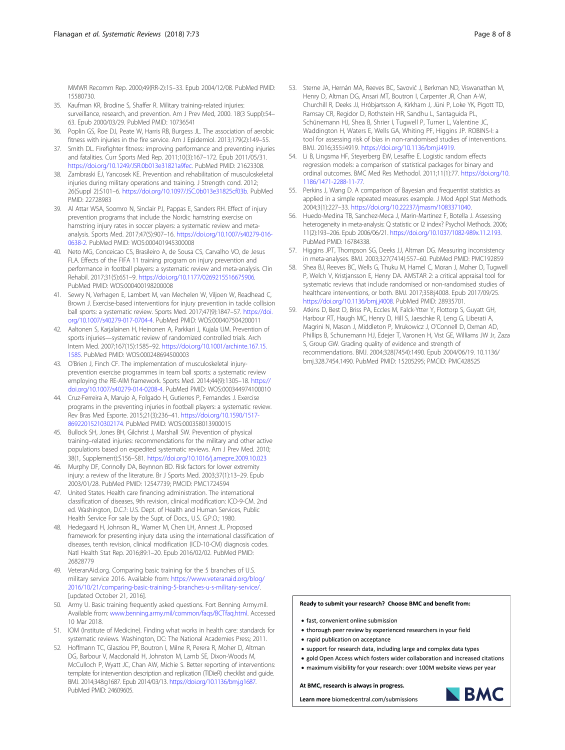MMWR Recomm Rep. 2000;49(RR-2):15–33. Epub 2004/12/08. PubMed PMID: 15580730.

35. Kaufman KR, Brodine S, Shaffer R. Military training-related injuries: surveillance, research, and prevention. Am J Prev Med, 2000. 18(3 Suppl):54–63. Epub 2000/03/29. PubMed PMID: 10736541
36. Poplin GS, Roe DJ, Peate W, Harris RB, Burgess JL. The association of aerobic fitness with injuries in the fire service. Am J Epidemiol. 2013;179(2):149–55.
37. Smith DL. Firefighter fitness: improving performance and preventing injuries and fatalities. Curr Sports Med Rep. 2011;10(3):167–172. Epub 2011/05/31. https://doi.org/10.1249/JSR.0b013e31821a9fec. PubMed PMID: 21623308.
38. Zambraski EJ, Yancosek KE. Prevention and rehabilitation of musculoskeletal injuries during military operations and training. J Strength cond. 2012; 26(Suppl 2):S101–6. https://doi.org/10.1097/JSC.0b013e31825cf03b. PubMed PMID: 22728983
39. Al Attar WSA, Soomro N, Sinclair PJ, Pappas E, Sanders RH. Effect of injury prevention programs that include the Nordic hamstring exercise on hamstring injury rates in soccer players: a systematic review and meta-analysis. Sports Med. 2017;47(5):907–16. https://doi.org/10.1007/s40279-016-0638-2. PubMed PMID: WOS:000401945300008
40. Neto MG, Conceicao CS, Brasileiro A, de Sousa CS, Carvalho VO, de Jesus FLA. Effects of the FIFA 11 training program on injury prevention and performance in football players: a systematic review and meta-analysis. Clin Rehabil. 2017;31(5):651–9. https://doi.org/10.1177/0269215516675906. PubMed PMID: WOS:000401198200008
41. Sewry N, Verhagen E, Lambert M, van Mechelen W, Viljoen W, Readhead C, Brown J. Exercise-based interventions for injury prevention in tackle collision ball sports: a systematic review. Sports Med. 2017;47(9):1847–57. https://doi.org/10.1007/s40279-017-0704-4. PubMed PMID: WOS:000407504200011
42. Aaltonen S, Karjalainen H, Heinonen A, Parkkari J, Kujala UM. Prevention of sports injuries—systematic review of randomized controlled trials. Arch Intern Med. 2007;167(15):1585–92. https://doi.org/10.1001/archinte.167.15.1585. PubMed PMID: WOS:000248694500003
43. O'Brien J, Finch CF. The implementation of musculoskeletal injury-prevention exercise programmes in team ball sports: a systematic review employing the RE-AIM framework. Sports Med. 2014;44(9):1305–18. https://doi.org/10.1007/s40279-014-0208-4. PubMed PMID: WOS:000344974100010
44. Cruz-Ferreira A, Marujo A, Folgado H, Gutierres P, Fernandes J. Exercise programs in the preventing injuries in football players: a systematic review. Rev Bras Med Esporte. 2015;21(3):236–41. https://doi.org/10.1590/1517-86922015210302174. PubMed PMID: WOS:000358013900015
45. Bullock SH, Jones BH, Gilchrist J, Marshall SW. Prevention of physical training–related injuries: recommendations for the military and other active populations based on expedited systematic reviews. Am J Prev Med. 2010; 38(1, Supplement):S156–S81. https://doi.org/10.1016/j.amepre.2009.10.023
46. Murphy DF, Connolly DA, Beynnon BD. Risk factors for lower extremity injury: a review of the literature. Br J Sports Med. 2003;37(1):13–29. Epub 2003/01/28. PubMed PMID: 12547739; PMCID: PMC1724594
47. United States. Health care financing administration. The international classification of diseases, 9th revision, clinical modification: ICD-9-CM. 2nd ed. Washington, D.C.?: U.S. Dept. of Health and Human Services, Public Health Service For sale by the Supt. of Docs., U.S. G.P.O.; 1980.
48. Hedegaard H, Johnson RL, Warner M, Chen LH, Annest JL. Proposed framework for presenting injury data using the international classification of diseases, tenth revision, clinical modification (ICD-10-CM) diagnosis codes. Natl Health Stat Rep. 2016;89:1–20. Epub 2016/02/02. PubMed PMID: 26828779
49. VeteranAid.org. Comparing basic training for the 5 branches of U.S. military service 2016. Available from: https://www.veteranaid.org/blog/2016/10/21/comparing-basic-training-5-branches-u-s-military-service/. [updated October 21, 2016].
50. Army U. Basic training frequently asked questions. Fort Benning Army.mil. Available from: www.benning.army.mil/common/faqs/BCTfaq.html. Accessed 10 Mar 2018.
51. IOM (Institute of Medicine). Finding what works in health care: standards for systematic reviews. Washington, DC: The National Academies Press; 2011.
52. Hoffmann TC, Glasziou PP, Boutron I, Milne R, Perera R, Moher D, Altman DG, Barbour V, Macdonald H, Johnston M, Lamb SE, Dixon-Woods M, McCulloch P, Wyatt JC, Chan AW, Michie S. Better reporting of interventions: template for intervention description and replication (TIDieR) checklist and guide. BMJ. 2014;348:g1687. Epub 2014/03/13. https://doi.org/10.1136/bmj.g1687. PubMed PMID: 24609605.
53. Sterne JA, Hernán MA, Reeves BC, Savović J, Berkman ND, Viswanathan M, Henry D, Altman DG, Ansari MT, Boutron I, Carpenter JR, Chan A-W, Churchill R, Deeks JJ, Hróbjartsson A, Kirkham J, Jüni P, Loke YK, Pigott TD, Ramsay CR, Regidor D, Rothstein HR, Sandhu L, Santaguida PL, Schünemann HJ, Shea B, Shrier I, Tugwell P, Turner L, Valentine JC, Waddington H, Waters E, Wells GA, Whiting PF, Higgins JP. ROBINS-I: a tool for assessing risk of bias in non-randomised studies of interventions. BMJ. 2016;355:i4919. https://doi.org/10.1136/bmj.i4919.
54. Li B, Lingsma HF, Steyerberg EW, Lesaffre E. Logistic random effects regression models: a comparison of statistical packages for binary and ordinal outcomes. BMC Med Res Methodol. 2011;11(1):77. https://doi.org/10.1186/1471-2288-11-77.
55. Perkins J, Wang D. A comparison of Bayesian and frequentist statistics as applied in a simple repeated measures example. J Mod Appl Stat Methods. 2004;3(1):227–33. https://doi.org/10.22237/jmasm/1083371040.
56. Huedo-Medina TB, Sanchez-Meca J, Marin-Martinez F, Botella J. Assessing heterogeneity in meta-analysis: Q statistic or I2 index? Psychol Methods. 2006; 11(2):193–206. Epub 2006/06/21. https://doi.org/10.1037/1082-989x.11.2.193. PubMed PMID: 16784338.
57. Higgins JPT, Thompson SG, Deeks JJ, Altman DG. Measuring inconsistency in meta-analyses. BMJ. 2003;327(7414):557–60. PubMed PMID: PMC192859
58. Shea BJ, Reeves BC, Wells G, Thuku M, Hamel C, Moran J, Moher D, Tugwell P, Welch V, Kristjansson E, Henry DA. AMSTAR 2: a critical appraisal tool for systematic reviews that include randomised or non-randomised studies of healthcare interventions, or both. BMJ. 2017;358:j4008. Epub 2017/09/25. https://doi.org/10.1136/bmj.j4008. PubMed PMID: 28935701.
59. Atkins D, Best D, Briss PA, Eccles M, Falck-Ytter Y, Flottorp S, Guyatt GH, Harbour RT, Haugh MC, Henry D, Hill S, Jaeschke R, Leng G, Liberati A, Magrini N, Mason J, Middleton P, Mrukowicz J, O'Connell D, Oxman AD, Phillips B, Schunemann HJ, Edejer T, Varonen H, Vist GE, Williams JW Jr, Zaza S, Group GW. Grading quality of evidence and strength of recommendations. BMJ. 2004;328(7454):1490. Epub 2004/06/19. 10.1136/bmj.328.7454.1490. PubMed PMID: 15205295; PMCID: PMC428525

**Ready to submit your research? Choose BMC and benefit from:**

- fast, convenient online submission
- thorough peer review by experienced researchers in your field
- rapid publication on acceptance
- support for research data, including large and complex data types
- gold Open Access which fosters wider collaboration and increased citations
- maximum visibility for your research: over 100M website views per year

**At BMC, research is always in progress.**

**Learn more** biomedcentral.com/submissions

BMC